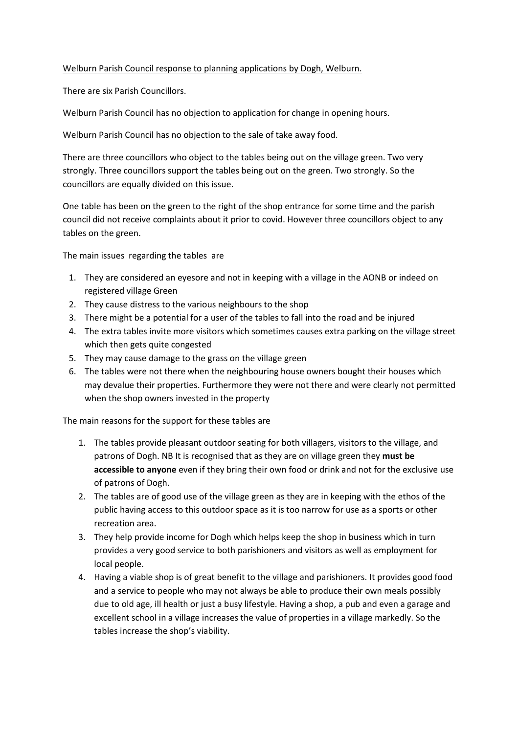Welburn Parish Council response to planning applications by Dogh, Welburn.

There are six Parish Councillors.

Welburn Parish Council has no objection to application for change in opening hours.

Welburn Parish Council has no objection to the sale of take away food.

There are three councillors who object to the tables being out on the village green. Two very strongly. Three councillors support the tables being out on the green. Two strongly. So the councillors are equally divided on this issue.

One table has been on the green to the right of the shop entrance for some time and the parish council did not receive complaints about it prior to covid. However three councillors object to any tables on the green.

The main issues regarding the tables are

1. They are considered an eyesore and not in keeping with a village in the AONB or indeed on registered village Green
2. They cause distress to the various neighbours to the shop
3. There might be a potential for a user of the tables to fall into the road and be injured
4. The extra tables invite more visitors which sometimes causes extra parking on the village street which then gets quite congested
5. They may cause damage to the grass on the village green
6. The tables were not there when the neighbouring house owners bought their houses which may devalue their properties. Furthermore they were not there and were clearly not permitted when the shop owners invested in the property

The main reasons for the support for these tables are

1. The tables provide pleasant outdoor seating for both villagers, visitors to the village, and patrons of Dogh. NB It is recognised that as they are on village green they **must be accessible to anyone** even if they bring their own food or drink and not for the exclusive use of patrons of Dogh.
2. The tables are of good use of the village green as they are in keeping with the ethos of the public having access to this outdoor space as it is too narrow for use as a sports or other recreation area.
3. They help provide income for Dogh which helps keep the shop in business which in turn provides a very good service to both parishioners and visitors as well as employment for local people.
4. Having a viable shop is of great benefit to the village and parishioners. It provides good food and a service to people who may not always be able to produce their own meals possibly due to old age, ill health or just a busy lifestyle. Having a shop, a pub and even a garage and excellent school in a village increases the value of properties in a village markedly. So the tables increase the shop's viability.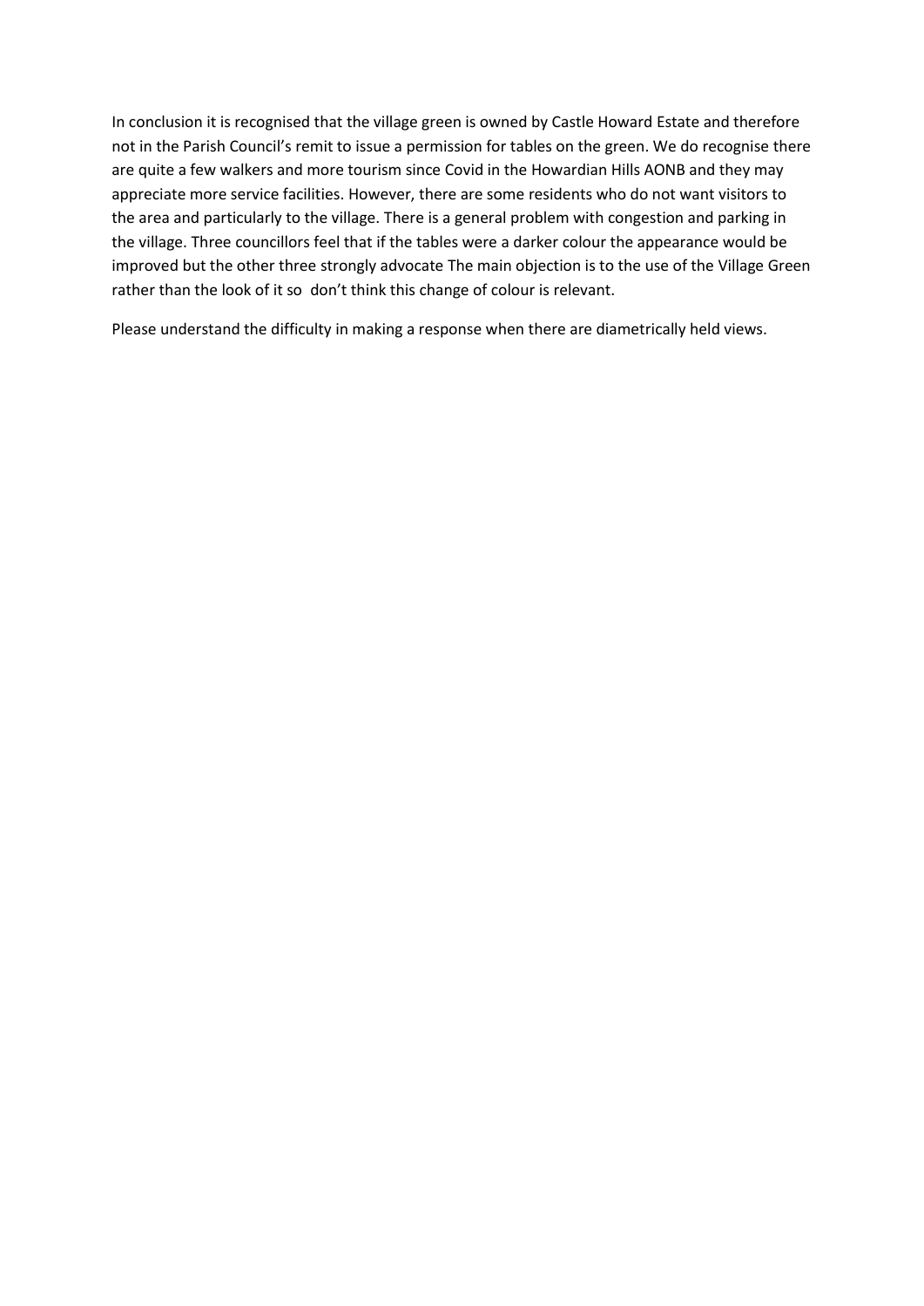In conclusion it is recognised that the village green is owned by Castle Howard Estate and therefore not in the Parish Council's remit to issue a permission for tables on the green. We do recognise there are quite a few walkers and more tourism since Covid in the Howardian Hills AONB and they may appreciate more service facilities. However, there are some residents who do not want visitors to the area and particularly to the village. There is a general problem with congestion and parking in the village. Three councillors feel that if the tables were a darker colour the appearance would be improved but the other three strongly advocate The main objection is to the use of the Village Green rather than the look of it so don't think this change of colour is relevant.

Please understand the difficulty in making a response when there are diametrically held views.